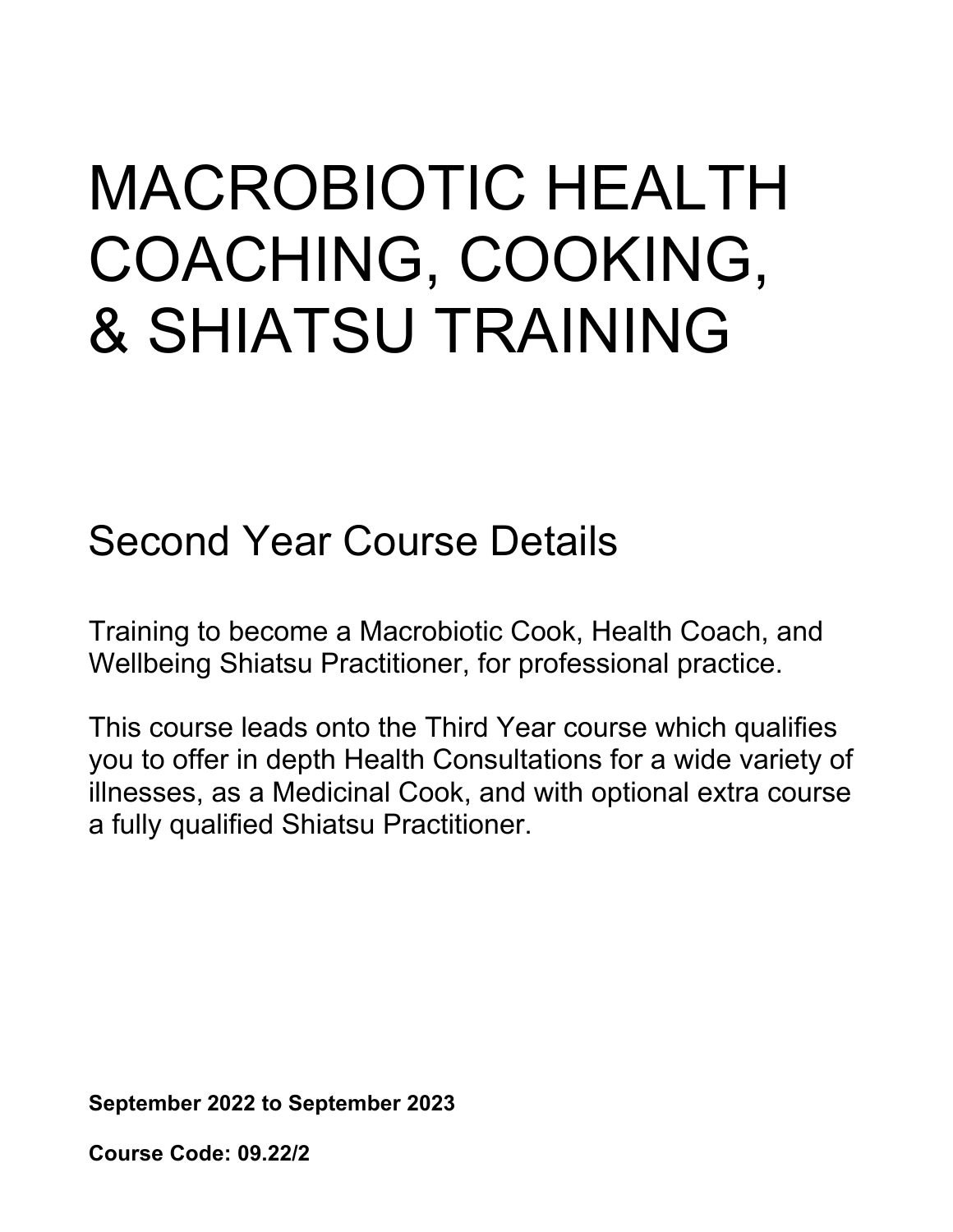# MACROBIOTIC HEALTH COACHING, COOKING, & SHIATSU TRAINING

## Second Year Course Details

Training to become a Macrobiotic Cook, Health Coach, and Wellbeing Shiatsu Practitioner, for professional practice.

This course leads onto the Third Year course which qualifies you to offer in depth Health Consultations for a wide variety of illnesses, as a Medicinal Cook, and with optional extra course a fully qualified Shiatsu Practitioner.

**September 2022 to September 2023**

**Course Code: 09.22/2**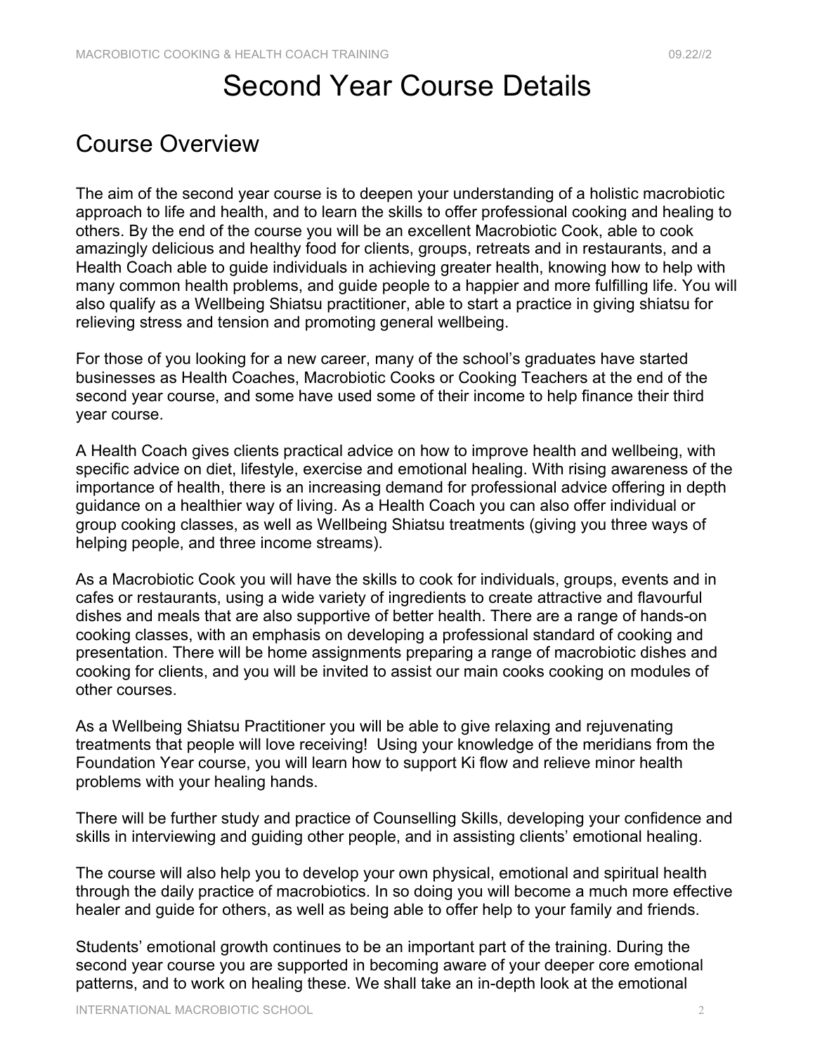# Second Year Course Details

## Course Overview

The aim of the second year course is to deepen your understanding of a holistic macrobiotic approach to life and health, and to learn the skills to offer professional cooking and healing to others. By the end of the course you will be an excellent Macrobiotic Cook, able to cook amazingly delicious and healthy food for clients, groups, retreats and in restaurants, and a Health Coach able to guide individuals in achieving greater health, knowing how to help with many common health problems, and guide people to a happier and more fulfilling life. You will also qualify as a Wellbeing Shiatsu practitioner, able to start a practice in giving shiatsu for relieving stress and tension and promoting general wellbeing.

For those of you looking for a new career, many of the school's graduates have started businesses as Health Coaches, Macrobiotic Cooks or Cooking Teachers at the end of the second year course, and some have used some of their income to help finance their third year course.

A Health Coach gives clients practical advice on how to improve health and wellbeing, with specific advice on diet, lifestyle, exercise and emotional healing. With rising awareness of the importance of health, there is an increasing demand for professional advice offering in depth guidance on a healthier way of living. As a Health Coach you can also offer individual or group cooking classes, as well as Wellbeing Shiatsu treatments (giving you three ways of helping people, and three income streams).

As a Macrobiotic Cook you will have the skills to cook for individuals, groups, events and in cafes or restaurants, using a wide variety of ingredients to create attractive and flavourful dishes and meals that are also supportive of better health. There are a range of hands-on cooking classes, with an emphasis on developing a professional standard of cooking and presentation. There will be home assignments preparing a range of macrobiotic dishes and cooking for clients, and you will be invited to assist our main cooks cooking on modules of other courses.

As a Wellbeing Shiatsu Practitioner you will be able to give relaxing and rejuvenating treatments that people will love receiving! Using your knowledge of the meridians from the Foundation Year course, you will learn how to support Ki flow and relieve minor health problems with your healing hands.

There will be further study and practice of Counselling Skills, developing your confidence and skills in interviewing and guiding other people, and in assisting clients' emotional healing.

The course will also help you to develop your own physical, emotional and spiritual health through the daily practice of macrobiotics. In so doing you will become a much more effective healer and guide for others, as well as being able to offer help to your family and friends.

Students' emotional growth continues to be an important part of the training. During the second year course you are supported in becoming aware of your deeper core emotional patterns, and to work on healing these. We shall take an in-depth look at the emotional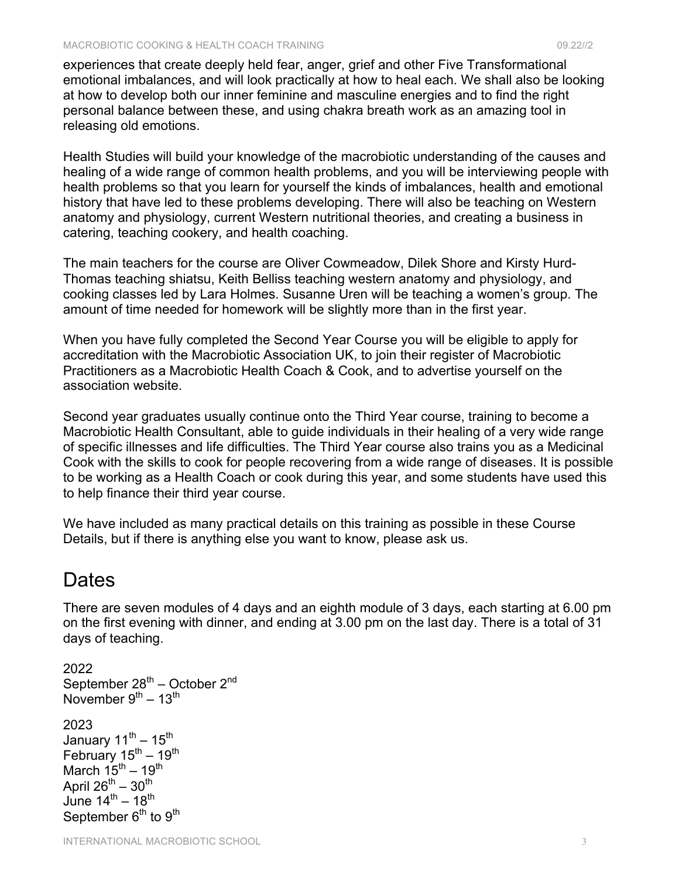experiences that create deeply held fear, anger, grief and other Five Transformational emotional imbalances, and will look practically at how to heal each. We shall also be looking at how to develop both our inner feminine and masculine energies and to find the right personal balance between these, and using chakra breath work as an amazing tool in releasing old emotions.

Health Studies will build your knowledge of the macrobiotic understanding of the causes and healing of a wide range of common health problems, and you will be interviewing people with health problems so that you learn for yourself the kinds of imbalances, health and emotional history that have led to these problems developing. There will also be teaching on Western anatomy and physiology, current Western nutritional theories, and creating a business in catering, teaching cookery, and health coaching.

The main teachers for the course are Oliver Cowmeadow, Dilek Shore and Kirsty Hurd-Thomas teaching shiatsu, Keith Belliss teaching western anatomy and physiology, and cooking classes led by Lara Holmes. Susanne Uren will be teaching a women's group. The amount of time needed for homework will be slightly more than in the first year.

When you have fully completed the Second Year Course you will be eligible to apply for accreditation with the Macrobiotic Association UK, to join their register of Macrobiotic Practitioners as a Macrobiotic Health Coach & Cook, and to advertise yourself on the association website.

Second year graduates usually continue onto the Third Year course, training to become a Macrobiotic Health Consultant, able to guide individuals in their healing of a very wide range of specific illnesses and life difficulties. The Third Year course also trains you as a Medicinal Cook with the skills to cook for people recovering from a wide range of diseases. It is possible to be working as a Health Coach or cook during this year, and some students have used this to help finance their third year course.

We have included as many practical details on this training as possible in these Course Details, but if there is anything else you want to know, please ask us.

# Dates

There are seven modules of 4 days and an eighth module of 3 days, each starting at 6.00 pm on the first evening with dinner, and ending at 3.00 pm on the last day. There is a total of 31 days of teaching.

2022
September 28th – October 2nd
November 9th – 13th

2023
January 11th – 15th
February 15th – 19th
March 15th – 19th
April 26th – 30th
June 14th – 18th
September 6th to 9th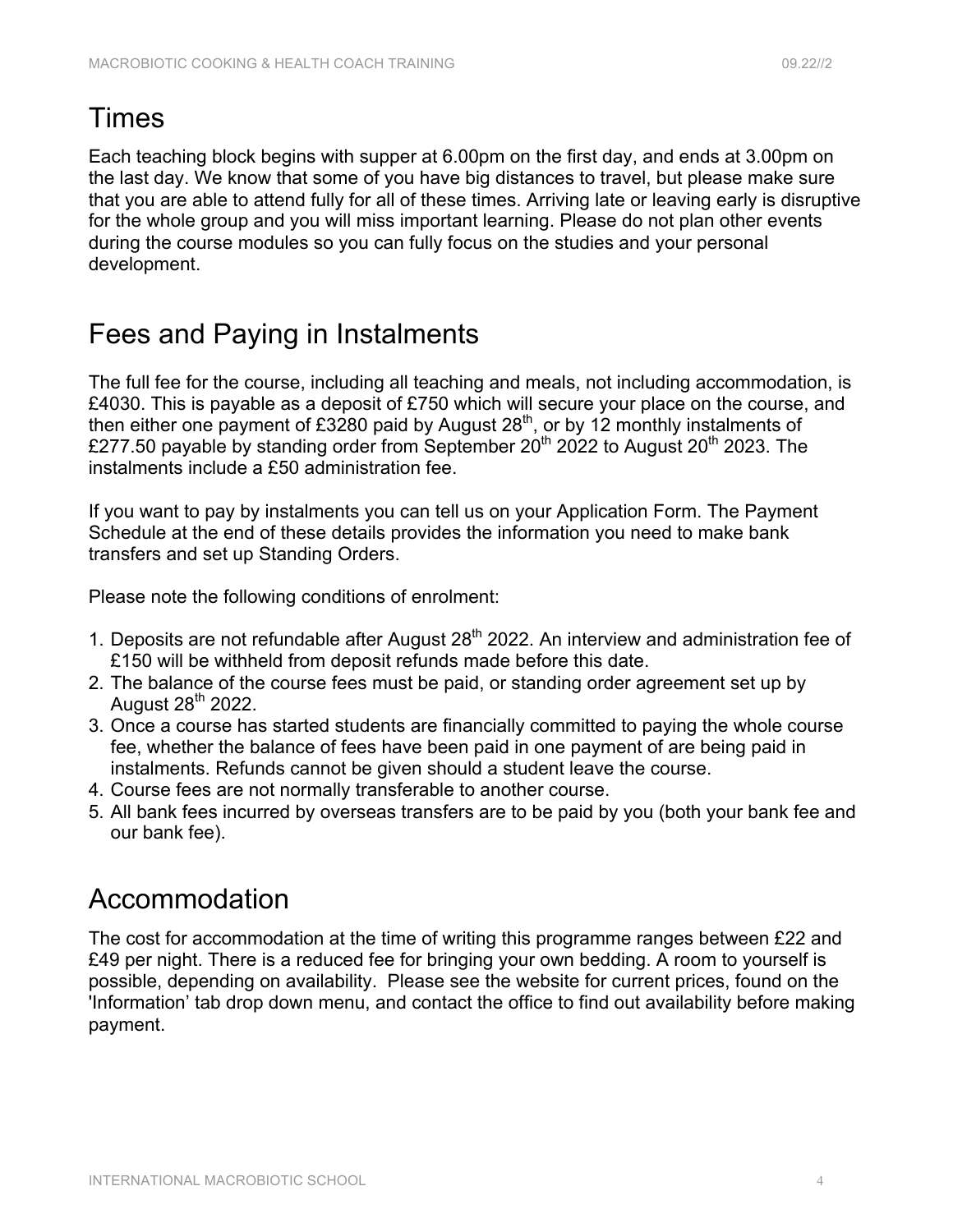## Times

Each teaching block begins with supper at 6.00pm on the first day, and ends at 3.00pm on the last day. We know that some of you have big distances to travel, but please make sure that you are able to attend fully for all of these times. Arriving late or leaving early is disruptive for the whole group and you will miss important learning. Please do not plan other events during the course modules so you can fully focus on the studies and your personal development.

## Fees and Paying in Instalments

The full fee for the course, including all teaching and meals, not including accommodation, is £4030. This is payable as a deposit of £750 which will secure your place on the course, and then either one payment of £3280 paid by August 28th, or by 12 monthly instalments of £277.50 payable by standing order from September 20th 2022 to August 20th 2023. The instalments include a £50 administration fee.

If you want to pay by instalments you can tell us on your Application Form. The Payment Schedule at the end of these details provides the information you need to make bank transfers and set up Standing Orders.

Please note the following conditions of enrolment:

1. Deposits are not refundable after August 28th 2022. An interview and administration fee of £150 will be withheld from deposit refunds made before this date.
2. The balance of the course fees must be paid, or standing order agreement set up by August 28th 2022.
3. Once a course has started students are financially committed to paying the whole course fee, whether the balance of fees have been paid in one payment of are being paid in instalments. Refunds cannot be given should a student leave the course.
4. Course fees are not normally transferable to another course.
5. All bank fees incurred by overseas transfers are to be paid by you (both your bank fee and our bank fee).

## Accommodation

The cost for accommodation at the time of writing this programme ranges between £22 and £49 per night. There is a reduced fee for bringing your own bedding. A room to yourself is possible, depending on availability. Please see the website for current prices, found on the 'Information' tab drop down menu, and contact the office to find out availability before making payment.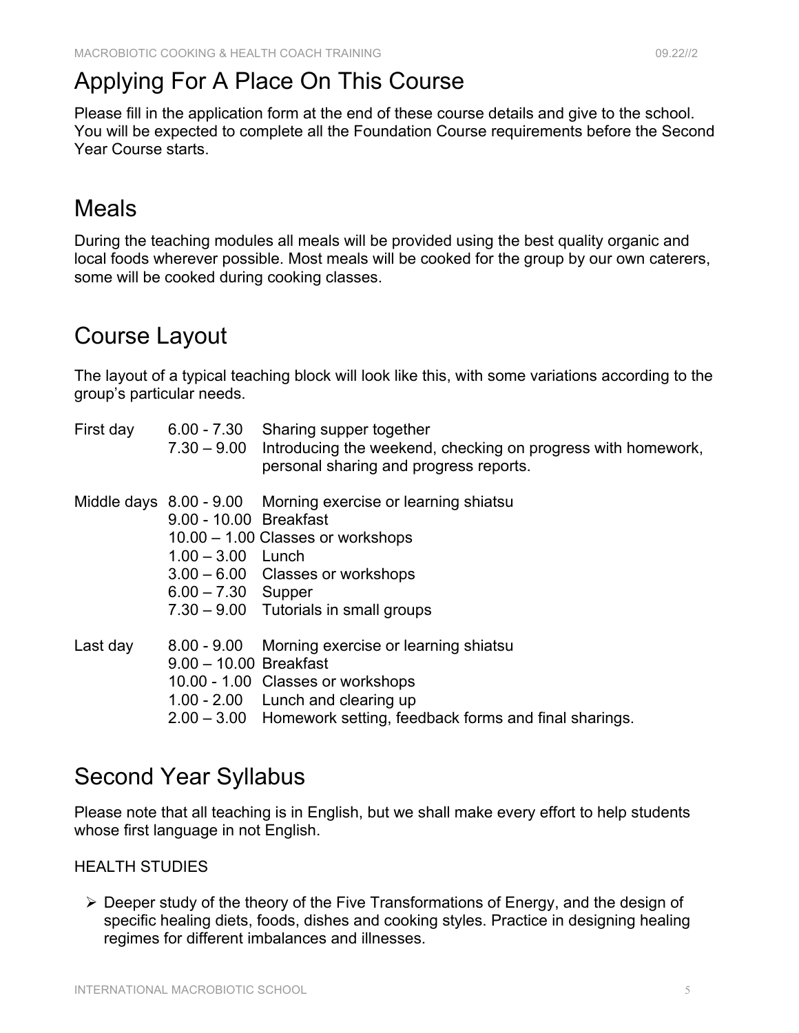## Applying For A Place On This Course

Please fill in the application form at the end of these course details and give to the school. You will be expected to complete all the Foundation Course requirements before the Second Year Course starts.

## Meals

During the teaching modules all meals will be provided using the best quality organic and local foods wherever possible. Most meals will be cooked for the group by our own caterers, some will be cooked during cooking classes.

## Course Layout

The layout of a typical teaching block will look like this, with some variations according to the group's particular needs.

| | | |
|---|---|---|
| First day | 6.00 - 7.30 | Sharing supper together |
| | 7.30 – 9.00 | Introducing the weekend, checking on progress with homework, personal sharing and progress reports. |
| Middle days | 8.00 - 9.00 | Morning exercise or learning shiatsu |
| | 9.00 - 10.00 | Breakfast |
| | 10.00 – 1.00 | Classes or workshops |
| | 1.00 – 3.00 | Lunch |
| | 3.00 – 6.00 | Classes or workshops |
| | 6.00 – 7.30 | Supper |
| | 7.30 – 9.00 | Tutorials in small groups |
| Last day | 8.00 - 9.00 | Morning exercise or learning shiatsu |
| | 9.00 – 10.00 | Breakfast |
| | 10.00 - 1.00 | Classes or workshops |
| | 1.00 - 2.00 | Lunch and clearing up |
| | 2.00 – 3.00 | Homework setting, feedback forms and final sharings. |

## Second Year Syllabus

Please note that all teaching is in English, but we shall make every effort to help students whose first language in not English.

### HEALTH STUDIES

- Deeper study of the theory of the Five Transformations of Energy, and the design of specific healing diets, foods, dishes and cooking styles. Practice in designing healing regimes for different imbalances and illnesses.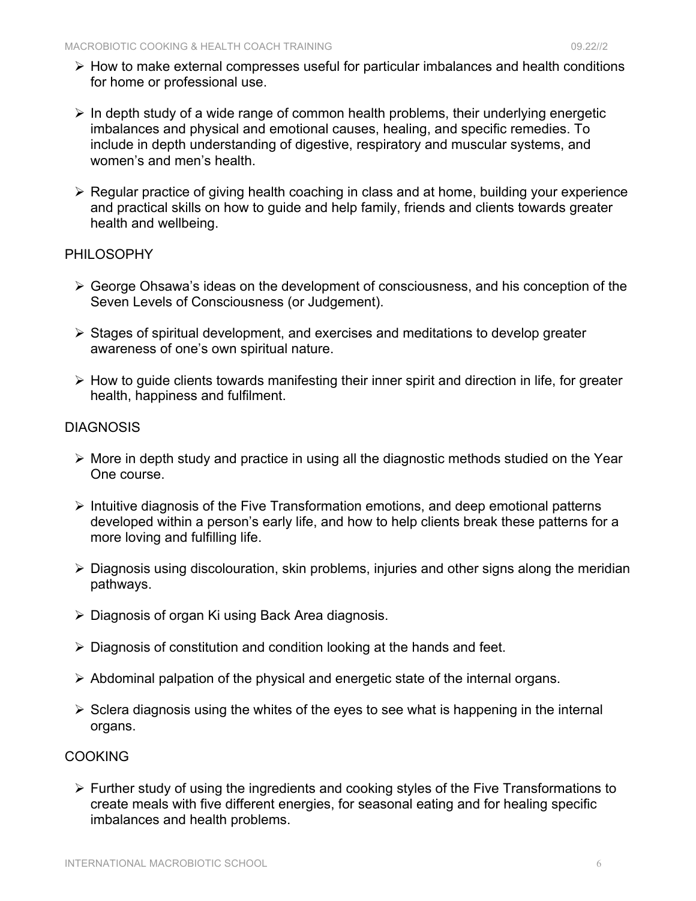- How to make external compresses useful for particular imbalances and health conditions for home or professional use.

- In depth study of a wide range of common health problems, their underlying energetic imbalances and physical and emotional causes, healing, and specific remedies. To include in depth understanding of digestive, respiratory and muscular systems, and women's and men's health.

- Regular practice of giving health coaching in class and at home, building your experience and practical skills on how to guide and help family, friends and clients towards greater health and wellbeing.

PHILOSOPHY

- George Ohsawa's ideas on the development of consciousness, and his conception of the Seven Levels of Consciousness (or Judgement).

- Stages of spiritual development, and exercises and meditations to develop greater awareness of one's own spiritual nature.

- How to guide clients towards manifesting their inner spirit and direction in life, for greater health, happiness and fulfilment.

DIAGNOSIS

- More in depth study and practice in using all the diagnostic methods studied on the Year One course.

- Intuitive diagnosis of the Five Transformation emotions, and deep emotional patterns developed within a person's early life, and how to help clients break these patterns for a more loving and fulfilling life.

- Diagnosis using discolouration, skin problems, injuries and other signs along the meridian pathways.

- Diagnosis of organ Ki using Back Area diagnosis.

- Diagnosis of constitution and condition looking at the hands and feet.

- Abdominal palpation of the physical and energetic state of the internal organs.

- Sclera diagnosis using the whites of the eyes to see what is happening in the internal organs.

COOKING

- Further study of using the ingredients and cooking styles of the Five Transformations to create meals with five different energies, for seasonal eating and for healing specific imbalances and health problems.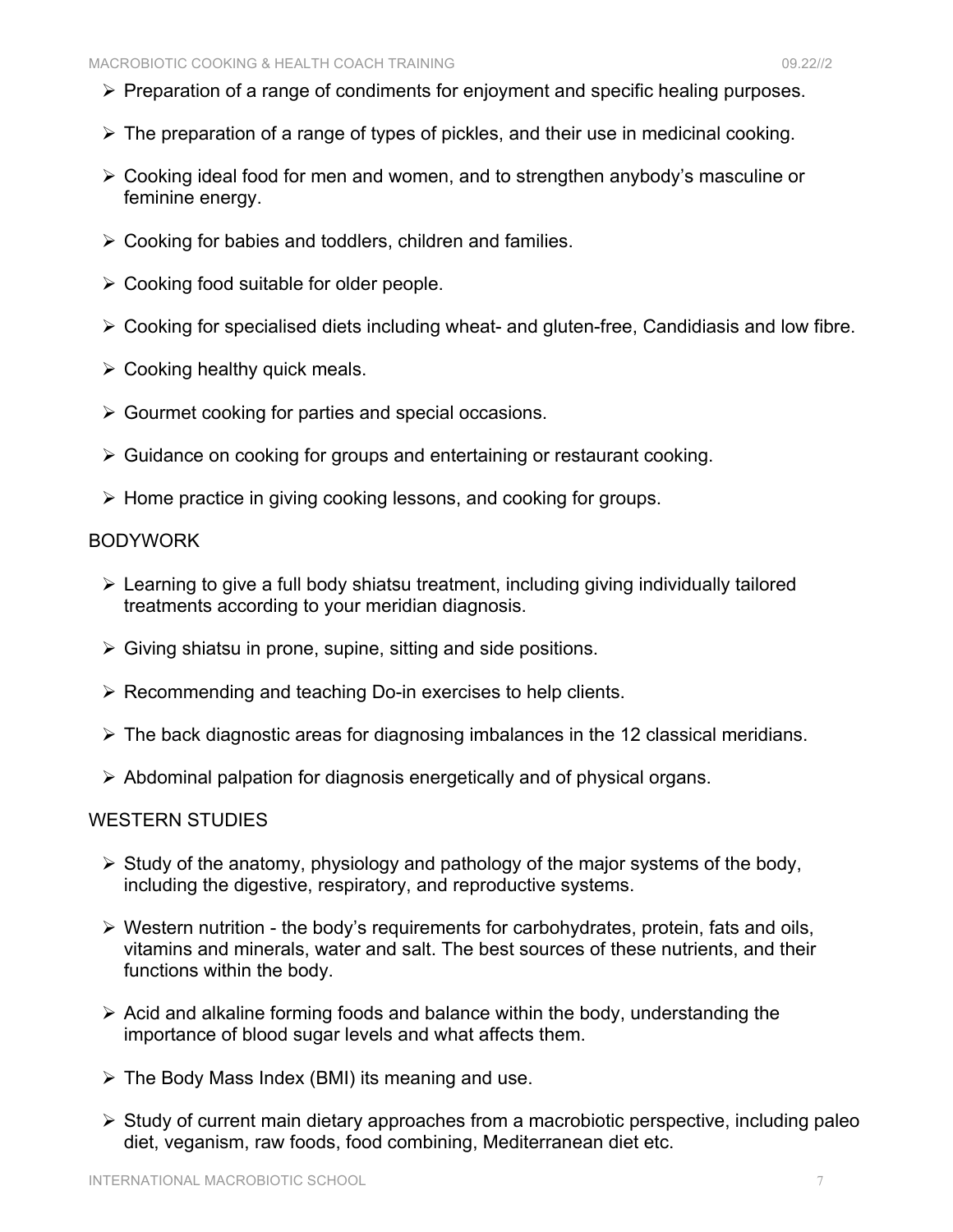- Preparation of a range of condiments for enjoyment and specific healing purposes.
- The preparation of a range of types of pickles, and their use in medicinal cooking.
- Cooking ideal food for men and women, and to strengthen anybody's masculine or feminine energy.
- Cooking for babies and toddlers, children and families.
- Cooking food suitable for older people.
- Cooking for specialised diets including wheat- and gluten-free, Candidiasis and low fibre.
- Cooking healthy quick meals.
- Gourmet cooking for parties and special occasions.
- Guidance on cooking for groups and entertaining or restaurant cooking.
- Home practice in giving cooking lessons, and cooking for groups.

BODYWORK

- Learning to give a full body shiatsu treatment, including giving individually tailored treatments according to your meridian diagnosis.
- Giving shiatsu in prone, supine, sitting and side positions.
- Recommending and teaching Do-in exercises to help clients.
- The back diagnostic areas for diagnosing imbalances in the 12 classical meridians.
- Abdominal palpation for diagnosis energetically and of physical organs.

WESTERN STUDIES

- Study of the anatomy, physiology and pathology of the major systems of the body, including the digestive, respiratory, and reproductive systems.
- Western nutrition - the body's requirements for carbohydrates, protein, fats and oils, vitamins and minerals, water and salt. The best sources of these nutrients, and their functions within the body.
- Acid and alkaline forming foods and balance within the body, understanding the importance of blood sugar levels and what affects them.
- The Body Mass Index (BMI) its meaning and use.
- Study of current main dietary approaches from a macrobiotic perspective, including paleo diet, veganism, raw foods, food combining, Mediterranean diet etc.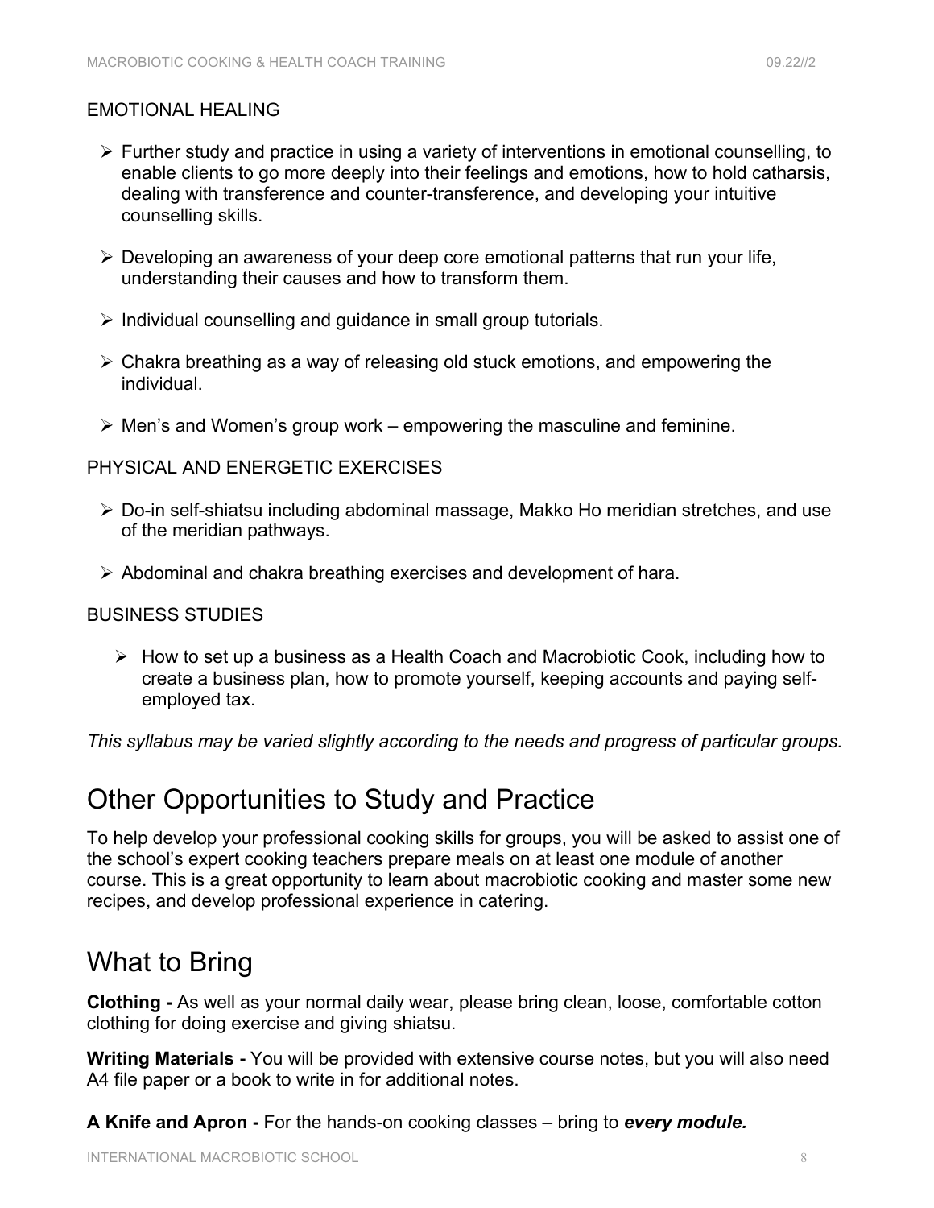EMOTIONAL HEALING

- Further study and practice in using a variety of interventions in emotional counselling, to enable clients to go more deeply into their feelings and emotions, how to hold catharsis, dealing with transference and counter-transference, and developing your intuitive counselling skills.

- Developing an awareness of your deep core emotional patterns that run your life, understanding their causes and how to transform them.

- Individual counselling and guidance in small group tutorials.

- Chakra breathing as a way of releasing old stuck emotions, and empowering the individual.

- Men's and Women's group work – empowering the masculine and feminine.

PHYSICAL AND ENERGETIC EXERCISES

- Do-in self-shiatsu including abdominal massage, Makko Ho meridian stretches, and use of the meridian pathways.

- Abdominal and chakra breathing exercises and development of hara.

BUSINESS STUDIES

- How to set up a business as a Health Coach and Macrobiotic Cook, including how to create a business plan, how to promote yourself, keeping accounts and paying self-employed tax.

*This syllabus may be varied slightly according to the needs and progress of particular groups.*

# Other Opportunities to Study and Practice

To help develop your professional cooking skills for groups, you will be asked to assist one of the school's expert cooking teachers prepare meals on at least one module of another course. This is a great opportunity to learn about macrobiotic cooking and master some new recipes, and develop professional experience in catering.

# What to Bring

**Clothing -** As well as your normal daily wear, please bring clean, loose, comfortable cotton clothing for doing exercise and giving shiatsu.

**Writing Materials -** You will be provided with extensive course notes, but you will also need A4 file paper or a book to write in for additional notes.

**A Knife and Apron -** For the hands-on cooking classes – bring to ***every module.***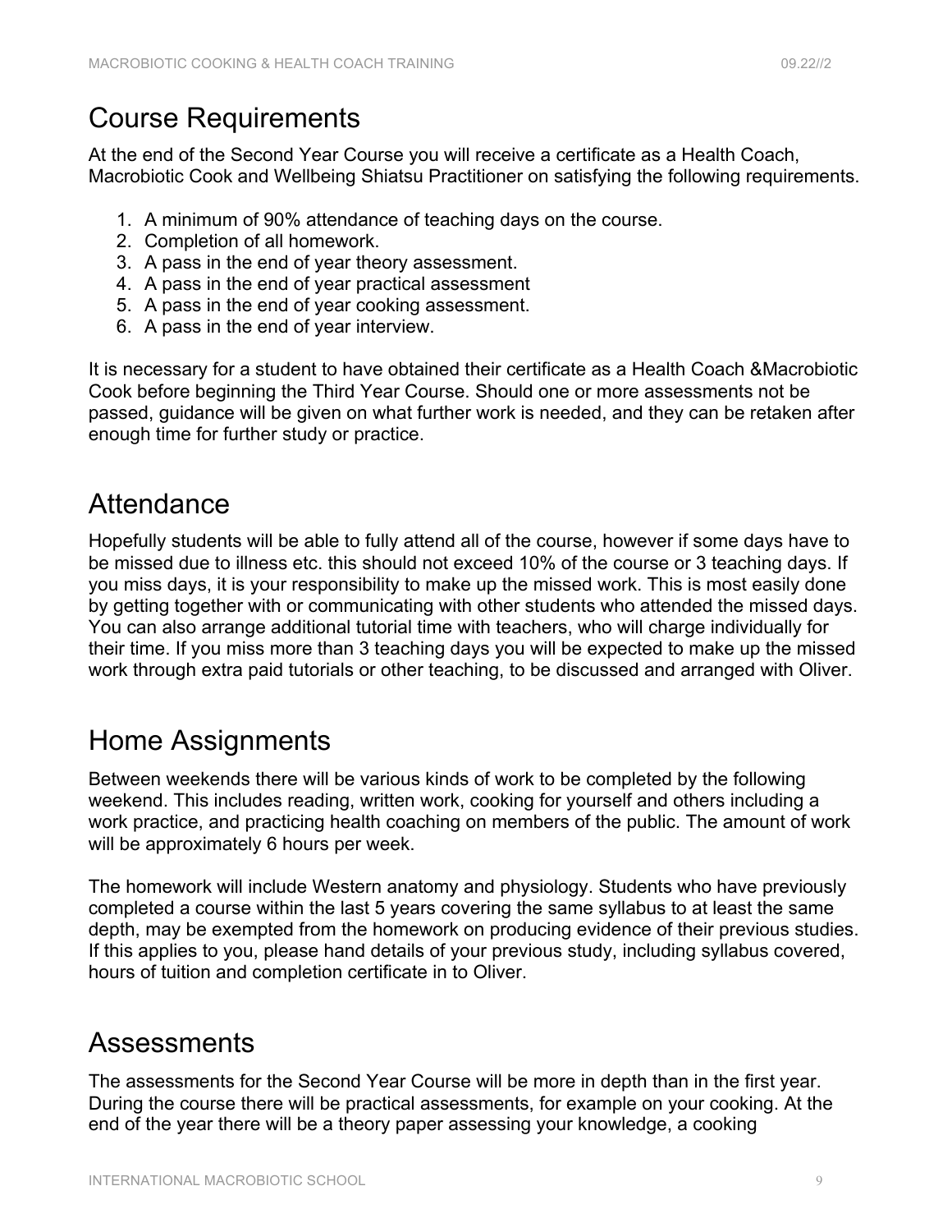## Course Requirements

At the end of the Second Year Course you will receive a certificate as a Health Coach, Macrobiotic Cook and Wellbeing Shiatsu Practitioner on satisfying the following requirements.

1. A minimum of 90% attendance of teaching days on the course.
2. Completion of all homework.
3. A pass in the end of year theory assessment.
4. A pass in the end of year practical assessment
5. A pass in the end of year cooking assessment.
6. A pass in the end of year interview.

It is necessary for a student to have obtained their certificate as a Health Coach &Macrobiotic Cook before beginning the Third Year Course. Should one or more assessments not be passed, guidance will be given on what further work is needed, and they can be retaken after enough time for further study or practice.

## Attendance

Hopefully students will be able to fully attend all of the course, however if some days have to be missed due to illness etc. this should not exceed 10% of the course or 3 teaching days. If you miss days, it is your responsibility to make up the missed work. This is most easily done by getting together with or communicating with other students who attended the missed days. You can also arrange additional tutorial time with teachers, who will charge individually for their time. If you miss more than 3 teaching days you will be expected to make up the missed work through extra paid tutorials or other teaching, to be discussed and arranged with Oliver.

## Home Assignments

Between weekends there will be various kinds of work to be completed by the following weekend. This includes reading, written work, cooking for yourself and others including a work practice, and practicing health coaching on members of the public. The amount of work will be approximately 6 hours per week.

The homework will include Western anatomy and physiology. Students who have previously completed a course within the last 5 years covering the same syllabus to at least the same depth, may be exempted from the homework on producing evidence of their previous studies. If this applies to you, please hand details of your previous study, including syllabus covered, hours of tuition and completion certificate in to Oliver.

## Assessments

The assessments for the Second Year Course will be more in depth than in the first year. During the course there will be practical assessments, for example on your cooking. At the end of the year there will be a theory paper assessing your knowledge, a cooking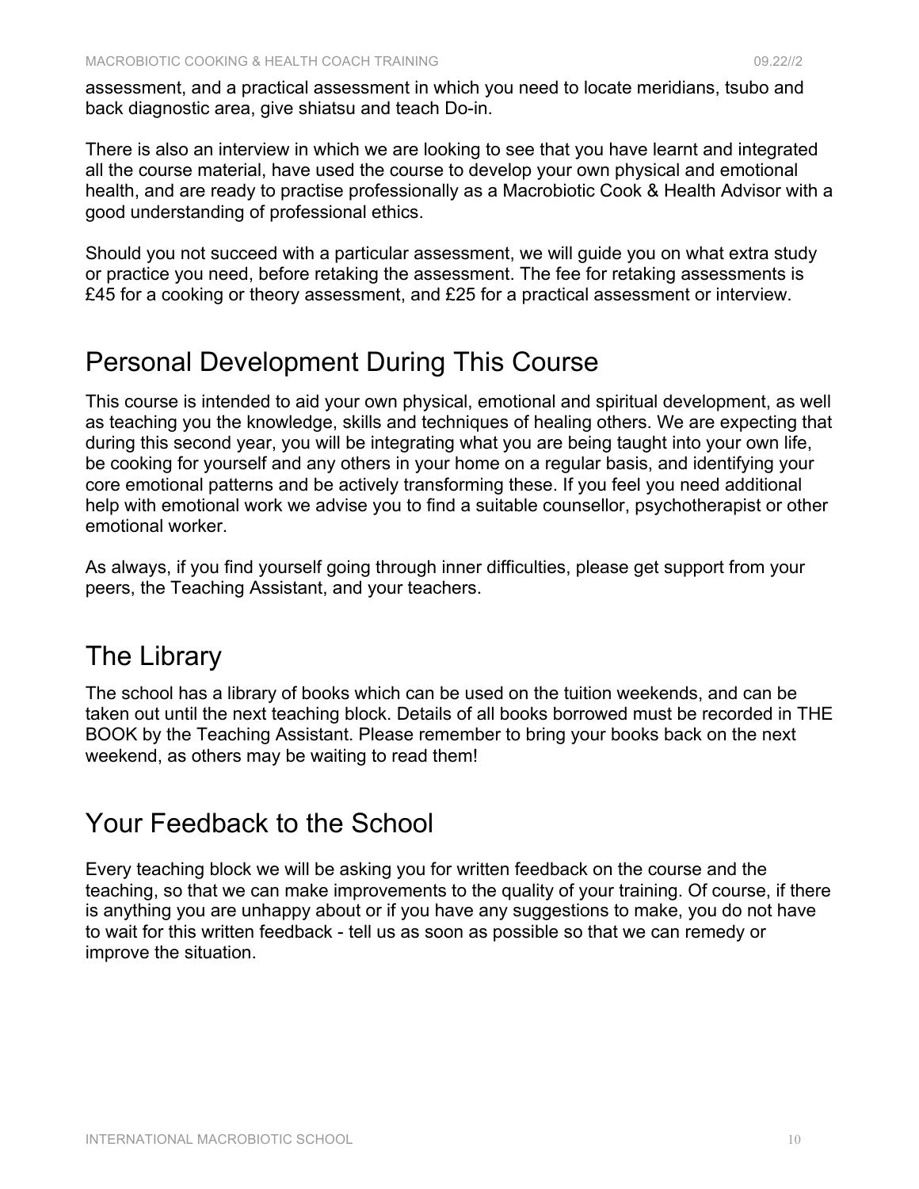assessment, and a practical assessment in which you need to locate meridians, tsubo and back diagnostic area, give shiatsu and teach Do-in.

There is also an interview in which we are looking to see that you have learnt and integrated all the course material, have used the course to develop your own physical and emotional health, and are ready to practise professionally as a Macrobiotic Cook & Health Advisor with a good understanding of professional ethics.

Should you not succeed with a particular assessment, we will guide you on what extra study or practice you need, before retaking the assessment. The fee for retaking assessments is £45 for a cooking or theory assessment, and £25 for a practical assessment or interview.

## Personal Development During This Course

This course is intended to aid your own physical, emotional and spiritual development, as well as teaching you the knowledge, skills and techniques of healing others. We are expecting that during this second year, you will be integrating what you are being taught into your own life, be cooking for yourself and any others in your home on a regular basis, and identifying your core emotional patterns and be actively transforming these. If you feel you need additional help with emotional work we advise you to find a suitable counsellor, psychotherapist or other emotional worker.

As always, if you find yourself going through inner difficulties, please get support from your peers, the Teaching Assistant, and your teachers.

## The Library

The school has a library of books which can be used on the tuition weekends, and can be taken out until the next teaching block. Details of all books borrowed must be recorded in THE BOOK by the Teaching Assistant. Please remember to bring your books back on the next weekend, as others may be waiting to read them!

## Your Feedback to the School

Every teaching block we will be asking you for written feedback on the course and the teaching, so that we can make improvements to the quality of your training. Of course, if there is anything you are unhappy about or if you have any suggestions to make, you do not have to wait for this written feedback - tell us as soon as possible so that we can remedy or improve the situation.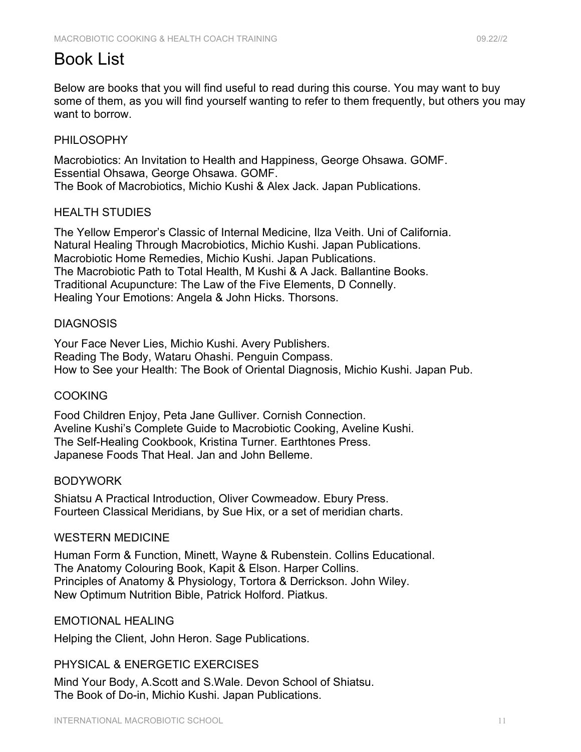# Book List

Below are books that you will find useful to read during this course. You may want to buy some of them, as you will find yourself wanting to refer to them frequently, but others you may want to borrow.

## PHILOSOPHY

Macrobiotics: An Invitation to Health and Happiness, George Ohsawa. GOMF.
Essential Ohsawa, George Ohsawa. GOMF.
The Book of Macrobiotics, Michio Kushi & Alex Jack. Japan Publications.

## HEALTH STUDIES

The Yellow Emperor's Classic of Internal Medicine, Ilza Veith. Uni of California.
Natural Healing Through Macrobiotics, Michio Kushi. Japan Publications.
Macrobiotic Home Remedies, Michio Kushi. Japan Publications.
The Macrobiotic Path to Total Health, M Kushi & A Jack. Ballantine Books.
Traditional Acupuncture: The Law of the Five Elements, D Connelly.
Healing Your Emotions: Angela & John Hicks. Thorsons.

## DIAGNOSIS

Your Face Never Lies, Michio Kushi. Avery Publishers.
Reading The Body, Wataru Ohashi. Penguin Compass.
How to See your Health: The Book of Oriental Diagnosis, Michio Kushi. Japan Pub.

## COOKING

Food Children Enjoy, Peta Jane Gulliver. Cornish Connection.
Aveline Kushi's Complete Guide to Macrobiotic Cooking, Aveline Kushi.
The Self-Healing Cookbook, Kristina Turner. Earthtones Press.
Japanese Foods That Heal. Jan and John Belleme.

## BODYWORK

Shiatsu A Practical Introduction, Oliver Cowmeadow. Ebury Press.
Fourteen Classical Meridians, by Sue Hix, or a set of meridian charts.

## WESTERN MEDICINE

Human Form & Function, Minett, Wayne & Rubenstein. Collins Educational.
The Anatomy Colouring Book, Kapit & Elson. Harper Collins.
Principles of Anatomy & Physiology, Tortora & Derrickson. John Wiley.
New Optimum Nutrition Bible, Patrick Holford. Piatkus.

## EMOTIONAL HEALING

Helping the Client, John Heron. Sage Publications.

## PHYSICAL & ENERGETIC EXERCISES

Mind Your Body, A.Scott and S.Wale. Devon School of Shiatsu.
The Book of Do-in, Michio Kushi. Japan Publications.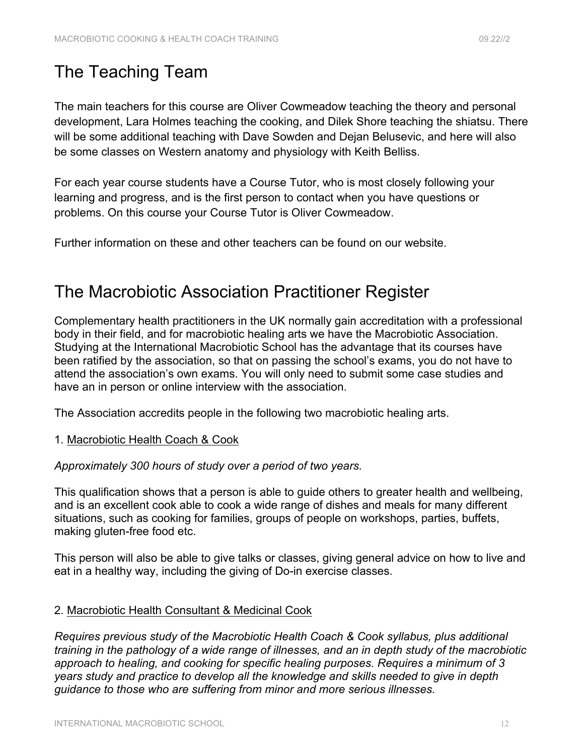## The Teaching Team

The main teachers for this course are Oliver Cowmeadow teaching the theory and personal development, Lara Holmes teaching the cooking, and Dilek Shore teaching the shiatsu. There will be some additional teaching with Dave Sowden and Dejan Belusevic, and here will also be some classes on Western anatomy and physiology with Keith Belliss.

For each year course students have a Course Tutor, who is most closely following your learning and progress, and is the first person to contact when you have questions or problems. On this course your Course Tutor is Oliver Cowmeadow.

Further information on these and other teachers can be found on our website.

## The Macrobiotic Association Practitioner Register

Complementary health practitioners in the UK normally gain accreditation with a professional body in their field, and for macrobiotic healing arts we have the Macrobiotic Association. Studying at the International Macrobiotic School has the advantage that its courses have been ratified by the association, so that on passing the school's exams, you do not have to attend the association's own exams. You will only need to submit some case studies and have an in person or online interview with the association.

The Association accredits people in the following two macrobiotic healing arts.

1. Macrobiotic Health Coach & Cook

*Approximately 300 hours of study over a period of two years.*

This qualification shows that a person is able to guide others to greater health and wellbeing, and is an excellent cook able to cook a wide range of dishes and meals for many different situations, such as cooking for families, groups of people on workshops, parties, buffets, making gluten-free food etc.

This person will also be able to give talks or classes, giving general advice on how to live and eat in a healthy way, including the giving of Do-in exercise classes.

2. Macrobiotic Health Consultant & Medicinal Cook

*Requires previous study of the Macrobiotic Health Coach & Cook syllabus, plus additional training in the pathology of a wide range of illnesses, and an in depth study of the macrobiotic approach to healing, and cooking for specific healing purposes. Requires a minimum of 3 years study and practice to develop all the knowledge and skills needed to give in depth guidance to those who are suffering from minor and more serious illnesses.*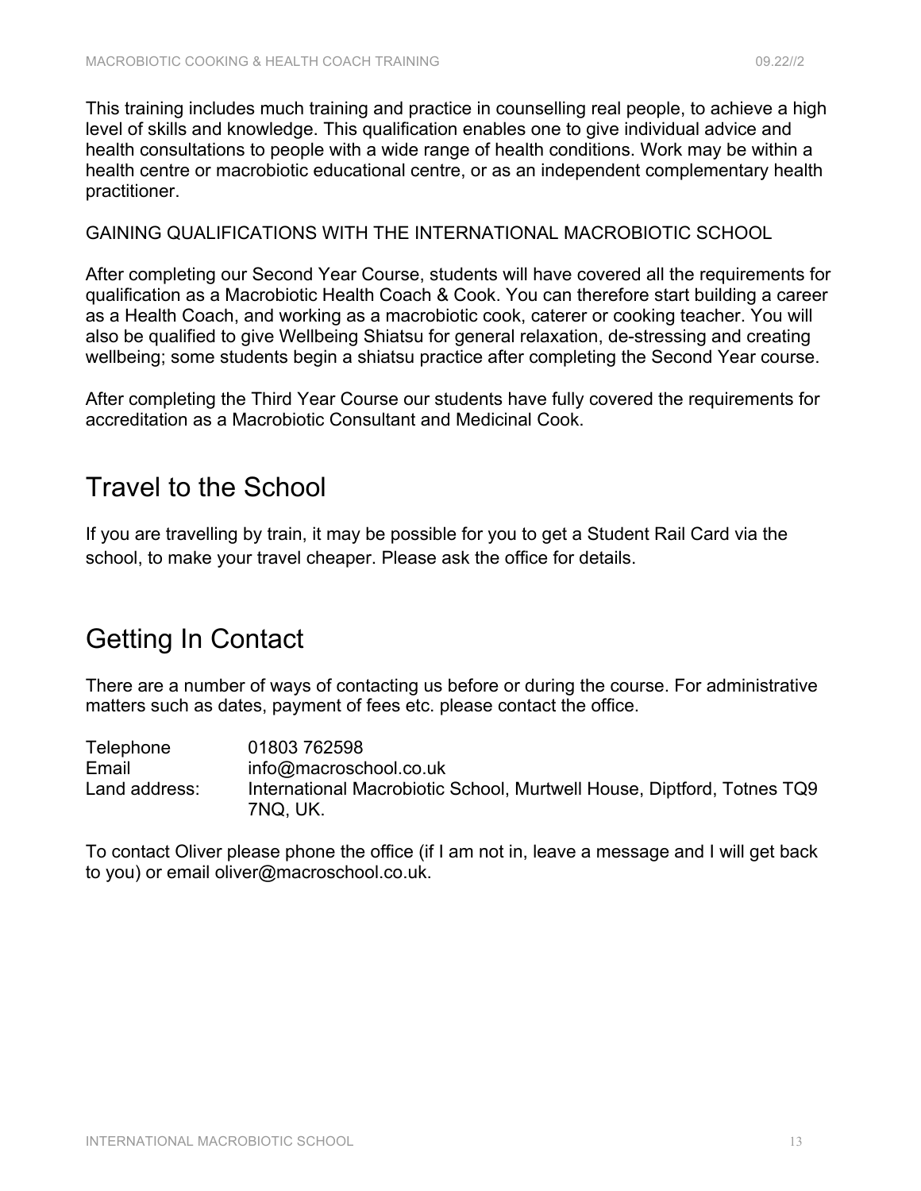This training includes much training and practice in counselling real people, to achieve a high level of skills and knowledge. This qualification enables one to give individual advice and health consultations to people with a wide range of health conditions. Work may be within a health centre or macrobiotic educational centre, or as an independent complementary health practitioner.

GAINING QUALIFICATIONS WITH THE INTERNATIONAL MACROBIOTIC SCHOOL

After completing our Second Year Course, students will have covered all the requirements for qualification as a Macrobiotic Health Coach & Cook. You can therefore start building a career as a Health Coach, and working as a macrobiotic cook, caterer or cooking teacher. You will also be qualified to give Wellbeing Shiatsu for general relaxation, de-stressing and creating wellbeing; some students begin a shiatsu practice after completing the Second Year course.

After completing the Third Year Course our students have fully covered the requirements for accreditation as a Macrobiotic Consultant and Medicinal Cook.

## Travel to the School

If you are travelling by train, it may be possible for you to get a Student Rail Card via the school, to make your travel cheaper. Please ask the office for details.

## Getting In Contact

There are a number of ways of contacting us before or during the course. For administrative matters such as dates, payment of fees etc. please contact the office.

| | |
|---|---|
| Telephone | 01803 762598 |
| Email | info@macroschool.co.uk |
| Land address: | International Macrobiotic School, Murtwell House, Diptford, Totnes TQ9 7NQ, UK. |

To contact Oliver please phone the office (if I am not in, leave a message and I will get back to you) or email oliver@macroschool.co.uk.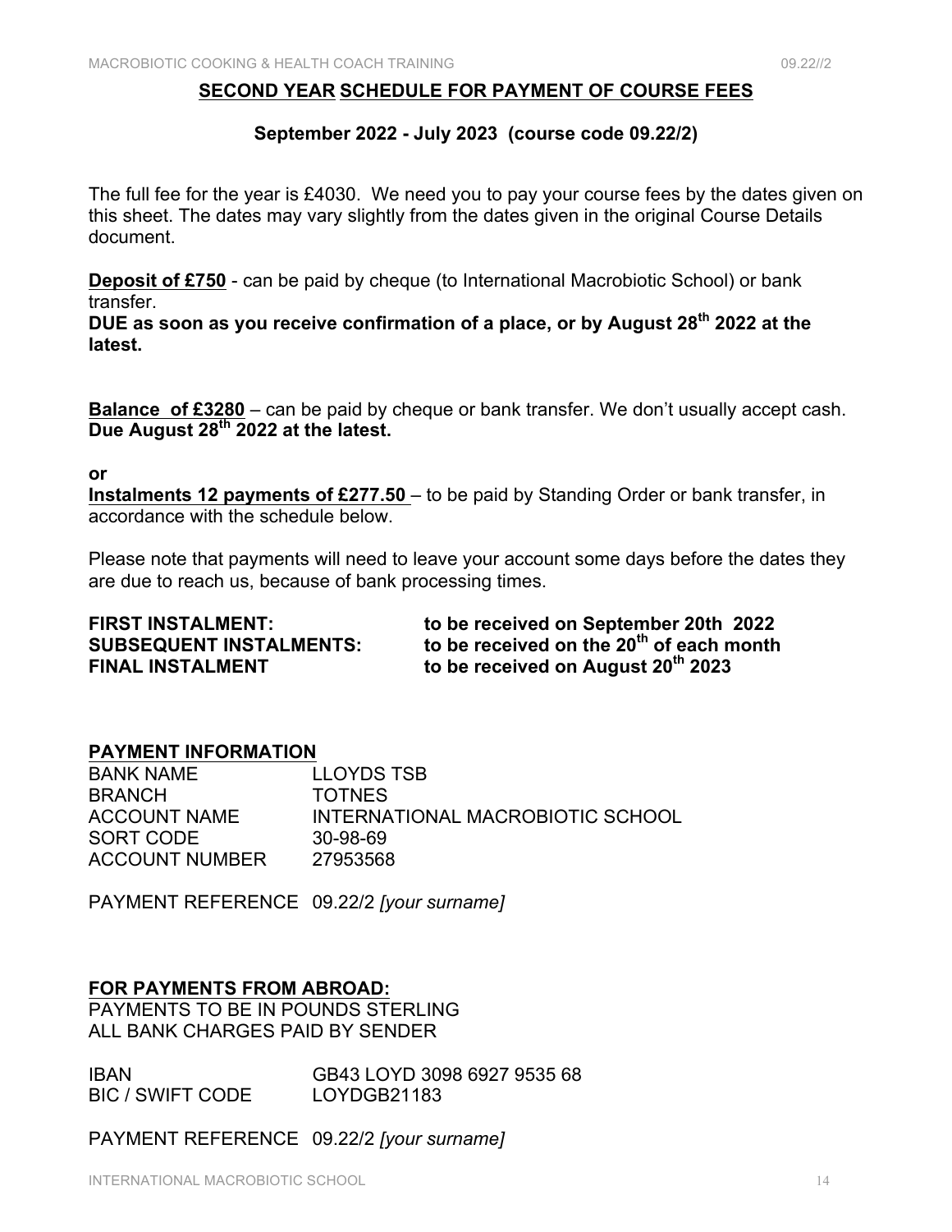## SECOND YEAR SCHEDULE FOR PAYMENT OF COURSE FEES

### September 2022 - July 2023 (course code 09.22/2)

The full fee for the year is £4030. We need you to pay your course fees by the dates given on this sheet. The dates may vary slightly from the dates given in the original Course Details document.

**Deposit of £750** - can be paid by cheque (to International Macrobiotic School) or bank transfer.
**DUE as soon as you receive confirmation of a place, or by August 28th 2022 at the latest.**

**Balance of £3280** – can be paid by cheque or bank transfer. We don't usually accept cash.
**Due August 28th 2022 at the latest.**

**or**
**Instalments 12 payments of £277.50** – to be paid by Standing Order or bank transfer, in accordance with the schedule below.

Please note that payments will need to leave your account some days before the dates they are due to reach us, because of bank processing times.

| | |
|---|---|
| **FIRST INSTALMENT:** | **to be received on September 20th 2022** |
| **SUBSEQUENT INSTALMENTS:** | **to be received on the 20th of each month** |
| **FINAL INSTALMENT** | **to be received on August 20th 2023** |

**PAYMENT INFORMATION**

| | |
|---|---|
| BANK NAME | LLOYDS TSB |
| BRANCH | TOTNES |
| ACCOUNT NAME | INTERNATIONAL MACROBIOTIC SCHOOL |
| SORT CODE | 30-98-69 |
| ACCOUNT NUMBER | 27953568 |

PAYMENT REFERENCE 09.22/2 *[your surname]*

**FOR PAYMENTS FROM ABROAD:**
PAYMENTS TO BE IN POUNDS STERLING
ALL BANK CHARGES PAID BY SENDER

| | |
|---|---|
| IBAN | GB43 LOYD 3098 6927 9535 68 |
| BIC / SWIFT CODE | LOYDGB21183 |

PAYMENT REFERENCE 09.22/2 *[your surname]*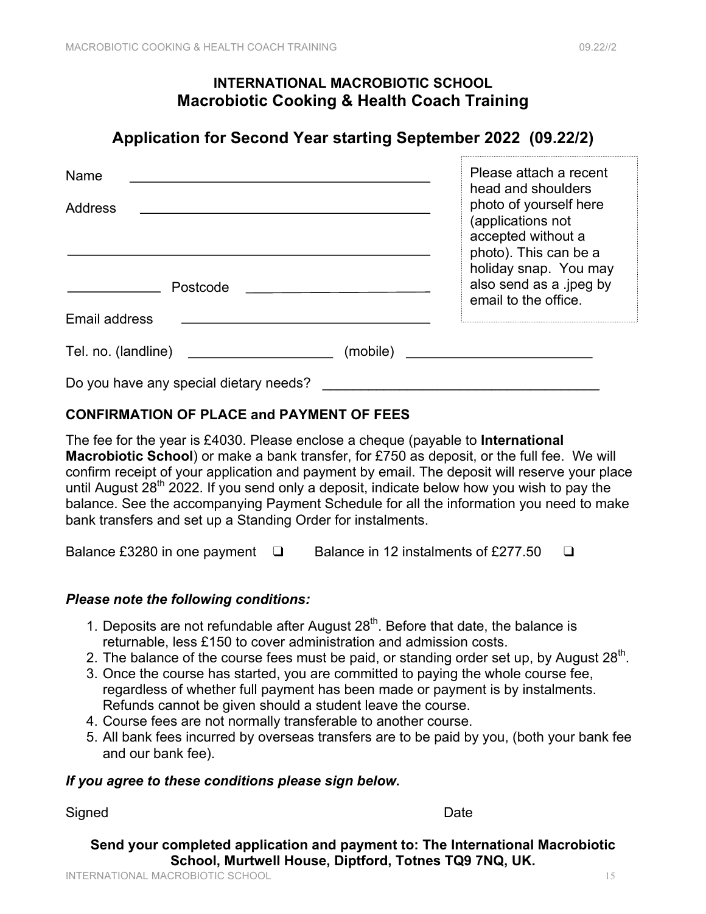**INTERNATIONAL MACROBIOTIC SCHOOL**

## Macrobiotic Cooking & Health Coach Training

## Application for Second Year starting September 2022 (09.22/2)

Name \_\_\_\_\_\_\_\_\_\_\_\_\_\_\_\_\_\_\_\_\_\_\_\_\_\_\_\_\_\_\_\_\_\_\_\_\_\_\_\_

Address \_\_\_\_\_\_\_\_\_\_\_\_\_\_\_\_\_\_\_\_\_\_\_\_\_\_\_\_\_\_\_\_\_\_\_\_\_\_\_\_

\_\_\_\_\_\_\_\_\_\_\_\_\_\_\_\_\_\_\_\_\_\_\_\_\_\_\_\_\_\_\_\_\_\_\_\_\_\_\_\_\_\_\_\_\_\_\_\_

\_\_\_\_\_\_\_\_\_\_\_\_ Postcode \_\_\_\_\_\_\_\_\_\_\_\_\_\_\_\_\_\_\_\_\_\_\_\_\_\_

Email address \_\_\_\_\_\_\_\_\_\_\_\_\_\_\_\_\_\_\_\_\_\_\_\_\_\_\_\_\_\_\_\_\_\_\_

Please attach a recent head and shoulders photo of yourself here (applications not accepted without a photo). This can be a holiday snap. You may also send as a .jpeg by email to the office.

Tel. no. (landline) \_\_\_\_\_\_\_\_\_\_\_\_\_\_\_\_\_\_\_ (mobile) \_\_\_\_\_\_\_\_\_\_\_\_\_\_\_\_\_\_\_\_\_\_\_\_\_

Do you have any special dietary needs? \_\_\_\_\_\_\_\_\_\_\_\_\_\_\_\_\_\_\_\_\_\_\_\_\_\_\_\_\_\_\_\_\_\_\_\_\_

### CONFIRMATION OF PLACE and PAYMENT OF FEES

The fee for the year is £4030. Please enclose a cheque (payable to **International Macrobiotic School**) or make a bank transfer, for £750 as deposit, or the full fee. We will confirm receipt of your application and payment by email. The deposit will reserve your place until August 28th 2022. If you send only a deposit, indicate below how you wish to pay the balance. See the accompanying Payment Schedule for all the information you need to make bank transfers and set up a Standing Order for instalments.

Balance £3280 in one payment ❑ Balance in 12 instalments of £277.50 ❑

***Please note the following conditions:***

1. Deposits are not refundable after August 28th. Before that date, the balance is returnable, less £150 to cover administration and admission costs.
2. The balance of the course fees must be paid, or standing order set up, by August 28th.
3. Once the course has started, you are committed to paying the whole course fee, regardless of whether full payment has been made or payment is by instalments. Refunds cannot be given should a student leave the course.
4. Course fees are not normally transferable to another course.
5. All bank fees incurred by overseas transfers are to be paid by you, (both your bank fee and our bank fee).

***If you agree to these conditions please sign below.***

Signed Date

**Send your completed application and payment to: The International Macrobiotic School, Murtwell House, Diptford, Totnes TQ9 7NQ, UK.**